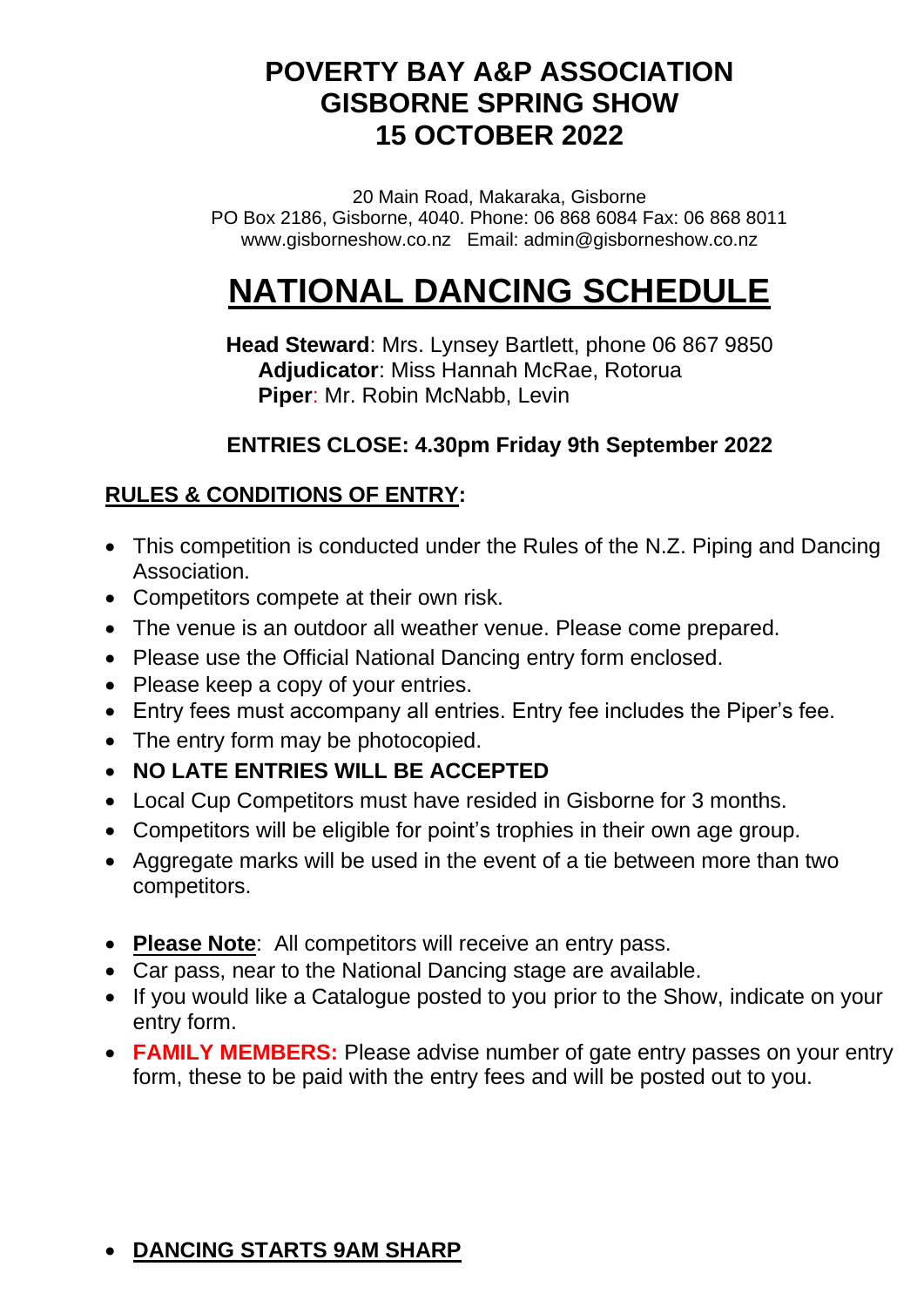# POVERTY BAY A&P ASSOCIATION
# GISBORNE SPRING SHOW
# 15 OCTOBER 2022

20 Main Road, Makaraka, Gisborne
PO Box 2186, Gisborne, 4040. Phone: 06 868 6084 Fax: 06 868 8011
www.gisborneshow.co.nz Email: admin@gisborneshow.co.nz

# NATIONAL DANCING SCHEDULE

**Head Steward**: Mrs. Lynsey Bartlett, phone 06 867 9850
**Adjudicator**: Miss Hannah McRae, Rotorua
**Piper**: Mr. Robin McNabb, Levin

**ENTRIES CLOSE: 4.30pm Friday 9th September 2022**

## RULES & CONDITIONS OF ENTRY:

- This competition is conducted under the Rules of the N.Z. Piping and Dancing Association.
- Competitors compete at their own risk.
- The venue is an outdoor all weather venue. Please come prepared.
- Please use the Official National Dancing entry form enclosed.
- Please keep a copy of your entries.
- Entry fees must accompany all entries. Entry fee includes the Piper's fee.
- The entry form may be photocopied.
- **NO LATE ENTRIES WILL BE ACCEPTED**
- Local Cup Competitors must have resided in Gisborne for 3 months.
- Competitors will be eligible for point's trophies in their own age group.
- Aggregate marks will be used in the event of a tie between more than two competitors.

- **Please Note**: All competitors will receive an entry pass.
- Car pass, near to the National Dancing stage are available.
- If you would like a Catalogue posted to you prior to the Show, indicate on your entry form.
- **FAMILY MEMBERS:** Please advise number of gate entry passes on your entry form, these to be paid with the entry fees and will be posted out to you.

- **DANCING STARTS 9AM SHARP**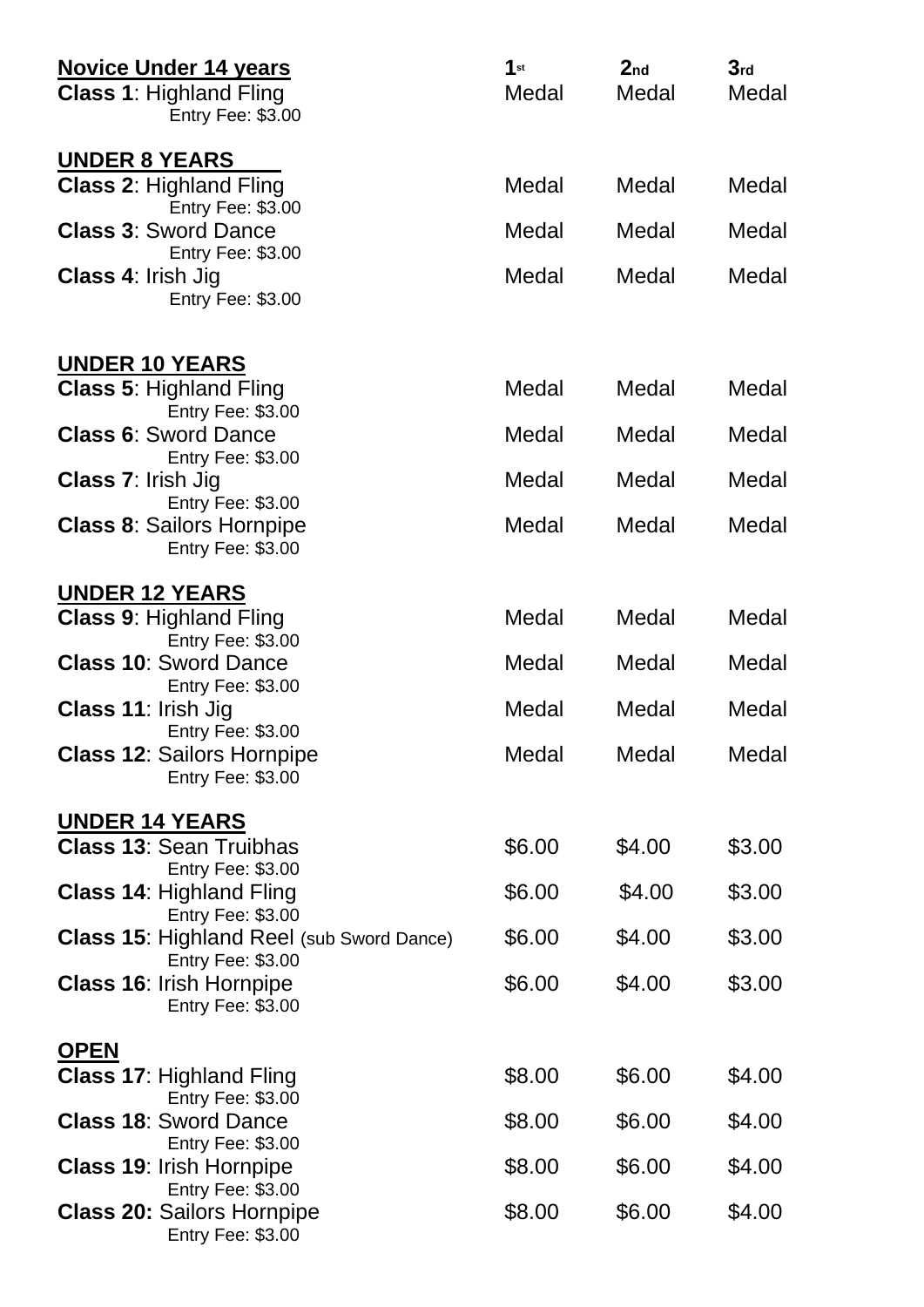| | 1st | 2nd | 3rd |
|---|---|---|---|
| **Novice Under 14 years** | | | |
| **Class 1**: Highland Fling<br>Entry Fee: $3.00 | Medal | Medal | Medal |
| **UNDER 8 YEARS** | | | |
| **Class 2**: Highland Fling<br>Entry Fee: $3.00 | Medal | Medal | Medal |
| **Class 3**: Sword Dance<br>Entry Fee: $3.00 | Medal | Medal | Medal |
| **Class 4**: Irish Jig<br>Entry Fee: $3.00 | Medal | Medal | Medal |
| **UNDER 10 YEARS** | | | |
| **Class 5**: Highland Fling<br>Entry Fee: $3.00 | Medal | Medal | Medal |
| **Class 6**: Sword Dance<br>Entry Fee: $3.00 | Medal | Medal | Medal |
| **Class 7**: Irish Jig<br>Entry Fee: $3.00 | Medal | Medal | Medal |
| **Class 8**: Sailors Hornpipe<br>Entry Fee: $3.00 | Medal | Medal | Medal |
| **UNDER 12 YEARS** | | | |
| **Class 9**: Highland Fling<br>Entry Fee: $3.00 | Medal | Medal | Medal |
| **Class 10**: Sword Dance<br>Entry Fee: $3.00 | Medal | Medal | Medal |
| **Class 11**: Irish Jig<br>Entry Fee: $3.00 | Medal | Medal | Medal |
| **Class 12**: Sailors Hornpipe<br>Entry Fee: $3.00 | Medal | Medal | Medal |
| **UNDER 14 YEARS** | | | |
| **Class 13**: Sean Truibhas<br>Entry Fee: $3.00 | $6.00 | $4.00 | $3.00 |
| **Class 14**: Highland Fling<br>Entry Fee: $3.00 | $6.00 | $4.00 | $3.00 |
| **Class 15**: Highland Reel (sub Sword Dance)<br>Entry Fee: $3.00 | $6.00 | $4.00 | $3.00 |
| **Class 16**: Irish Hornpipe<br>Entry Fee: $3.00 | $6.00 | $4.00 | $3.00 |
| **OPEN** | | | |
| **Class 17**: Highland Fling<br>Entry Fee: $3.00 | $8.00 | $6.00 | $4.00 |
| **Class 18**: Sword Dance<br>Entry Fee: $3.00 | $8.00 | $6.00 | $4.00 |
| **Class 19**: Irish Hornpipe<br>Entry Fee: $3.00 | $8.00 | $6.00 | $4.00 |
| **Class 20:** Sailors Hornpipe<br>Entry Fee: $3.00 | $8.00 | $6.00 | $4.00 |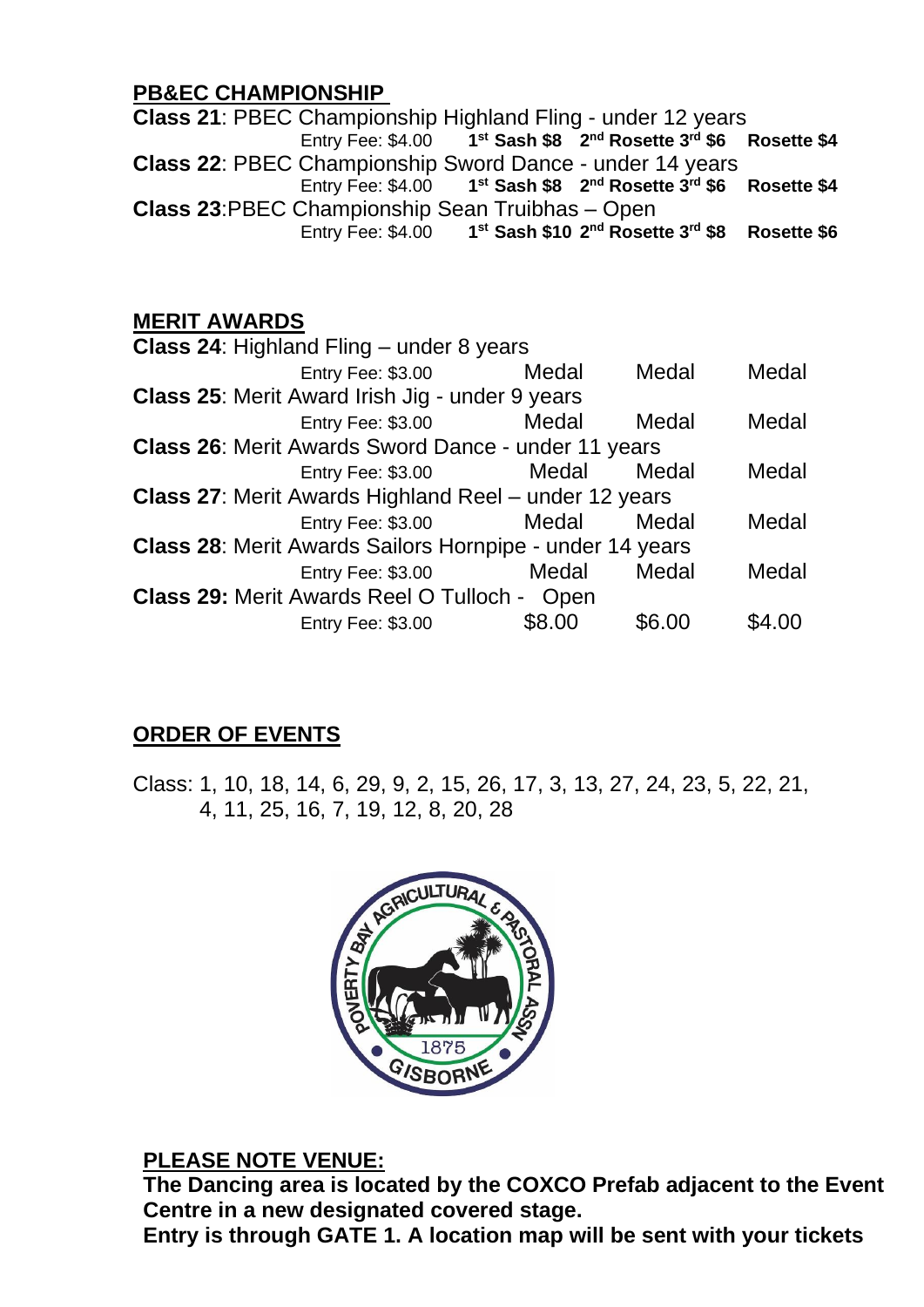**PB&EC CHAMPIONSHIP**

**Class 21**: PBEC Championship Highland Fling - under 12 years
Entry Fee: $4.00 **1st Sash $8 2nd Rosette 3rd $6 Rosette $4**

**Class 22**: PBEC Championship Sword Dance - under 14 years
Entry Fee: $4.00 **1st Sash $8 2nd Rosette 3rd $6 Rosette $4**

**Class 23**:PBEC Championship Sean Truibhas – Open
Entry Fee: $4.00 **1st Sash $10 2nd Rosette 3rd $8 Rosette $6**

**MERIT AWARDS**

**Class 24**: Highland Fling – under 8 years
Entry Fee: $3.00 Medal Medal Medal

**Class 25**: Merit Award Irish Jig - under 9 years
Entry Fee: $3.00 Medal Medal Medal

**Class 26**: Merit Awards Sword Dance - under 11 years
Entry Fee: $3.00 Medal Medal Medal

**Class 27**: Merit Awards Highland Reel – under 12 years
Entry Fee: $3.00 Medal Medal Medal

**Class 28**: Merit Awards Sailors Hornpipe - under 14 years
Entry Fee: $3.00 Medal Medal Medal

**Class 29:** Merit Awards Reel O Tulloch - Open
Entry Fee: $3.00 $8.00 $6.00 $4.00

**ORDER OF EVENTS**

Class: 1, 10, 18, 14, 6, 29, 9, 2, 15, 26, 17, 3, 13, 27, 24, 23, 5, 22, 21, 4, 11, 25, 16, 7, 19, 12, 8, 20, 28

POVERTY BAY AGRICULTURAL & PASTORAL ASSN 1875 GISBORNE

**PLEASE NOTE VENUE:**

**The Dancing area is located by the COXCO Prefab adjacent to the Event Centre in a new designated covered stage.**

**Entry is through GATE 1. A location map will be sent with your tickets**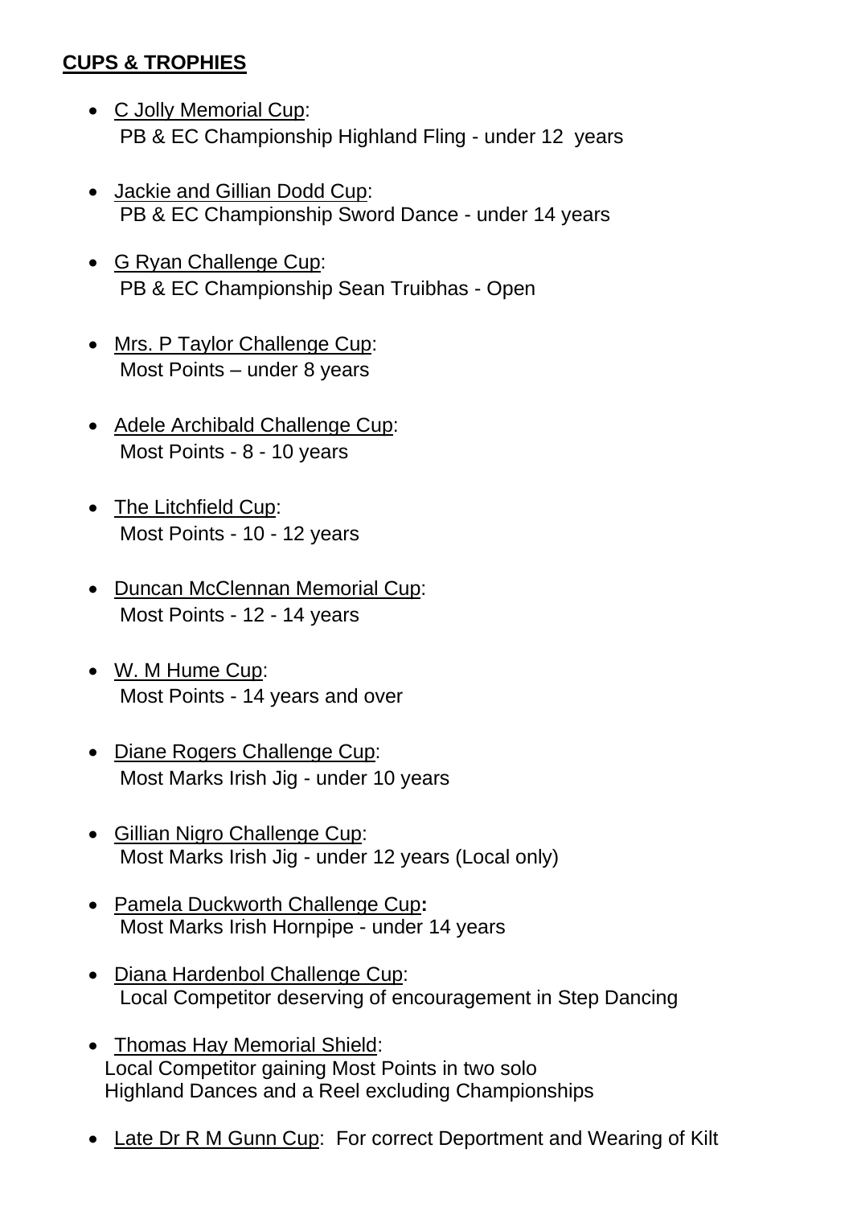**CUPS & TROPHIES**

- C Jolly Memorial Cup:
  PB & EC Championship Highland Fling - under 12 years

- Jackie and Gillian Dodd Cup:
  PB & EC Championship Sword Dance - under 14 years

- G Ryan Challenge Cup:
  PB & EC Championship Sean Truibhas - Open

- Mrs. P Taylor Challenge Cup:
  Most Points – under 8 years

- Adele Archibald Challenge Cup:
  Most Points - 8 - 10 years

- The Litchfield Cup:
  Most Points - 10 - 12 years

- Duncan McClennan Memorial Cup:
  Most Points - 12 - 14 years

- W. M Hume Cup:
  Most Points - 14 years and over

- Diane Rogers Challenge Cup:
  Most Marks Irish Jig - under 10 years

- Gillian Nigro Challenge Cup:
  Most Marks Irish Jig - under 12 years (Local only)

- Pamela Duckworth Challenge Cup:
  Most Marks Irish Hornpipe - under 14 years

- Diana Hardenbol Challenge Cup:
  Local Competitor deserving of encouragement in Step Dancing

- Thomas Hay Memorial Shield:
  Local Competitor gaining Most Points in two solo Highland Dances and a Reel excluding Championships

- Late Dr R M Gunn Cup: For correct Deportment and Wearing of Kilt